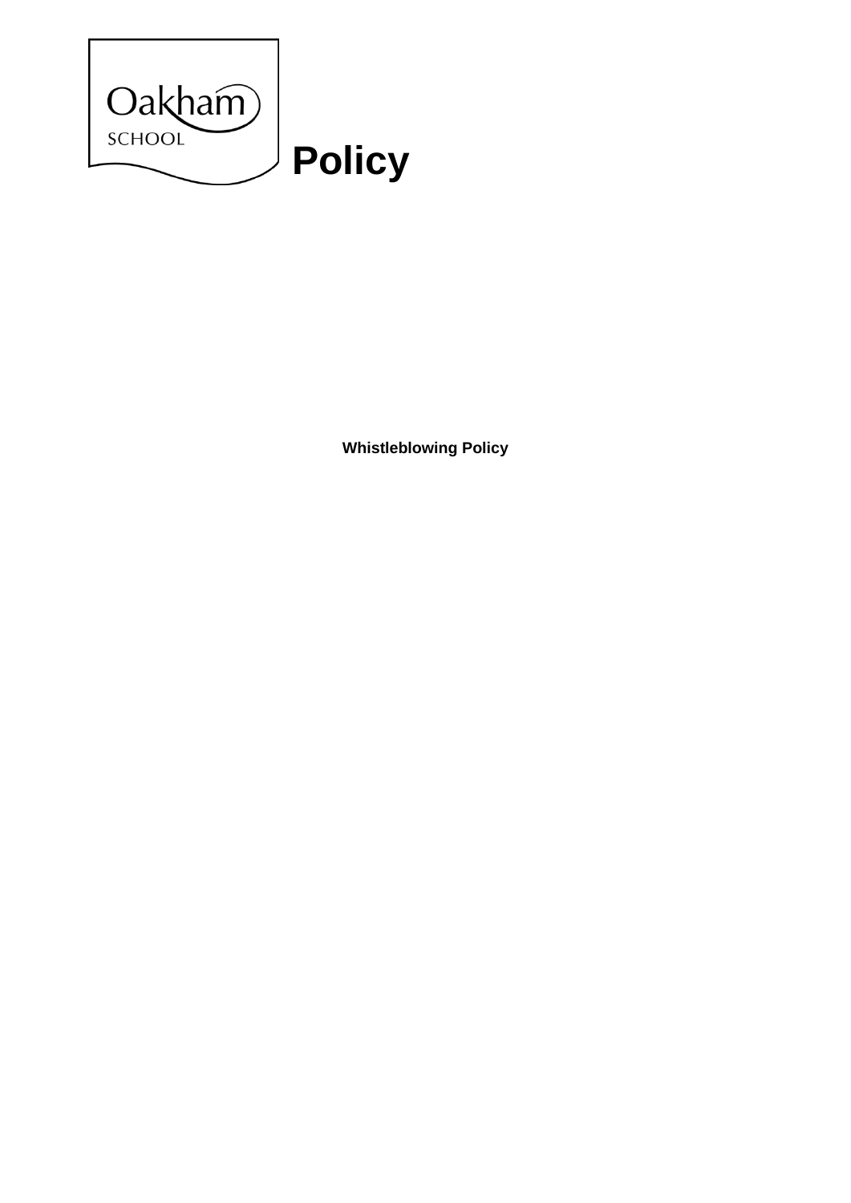Oakham SCHOOL

# Policy

**Whistleblowing Policy**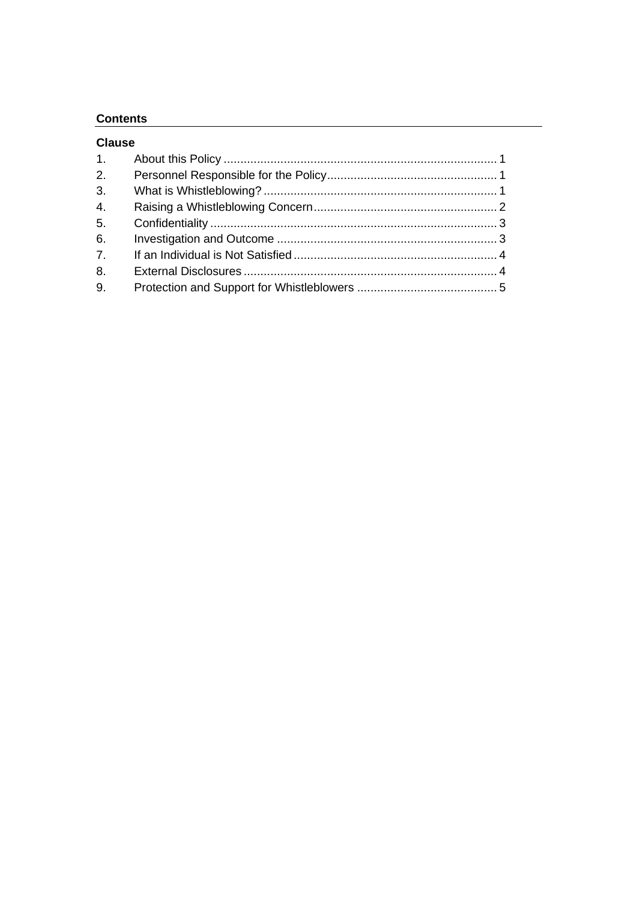**Contents**

**Clause**

1. About this Policy .................................................................................. 1
2. Personnel Responsible for the Policy................................................... 1
3. What is Whistleblowing? ...................................................................... 1
4. Raising a Whistleblowing Concern....................................................... 2
5. Confidentiality ...................................................................................... 3
6. Investigation and Outcome .................................................................. 3
7. If an Individual is Not Satisfied ............................................................. 4
8. External Disclosures ............................................................................ 4
9. Protection and Support for Whistleblowers .......................................... 5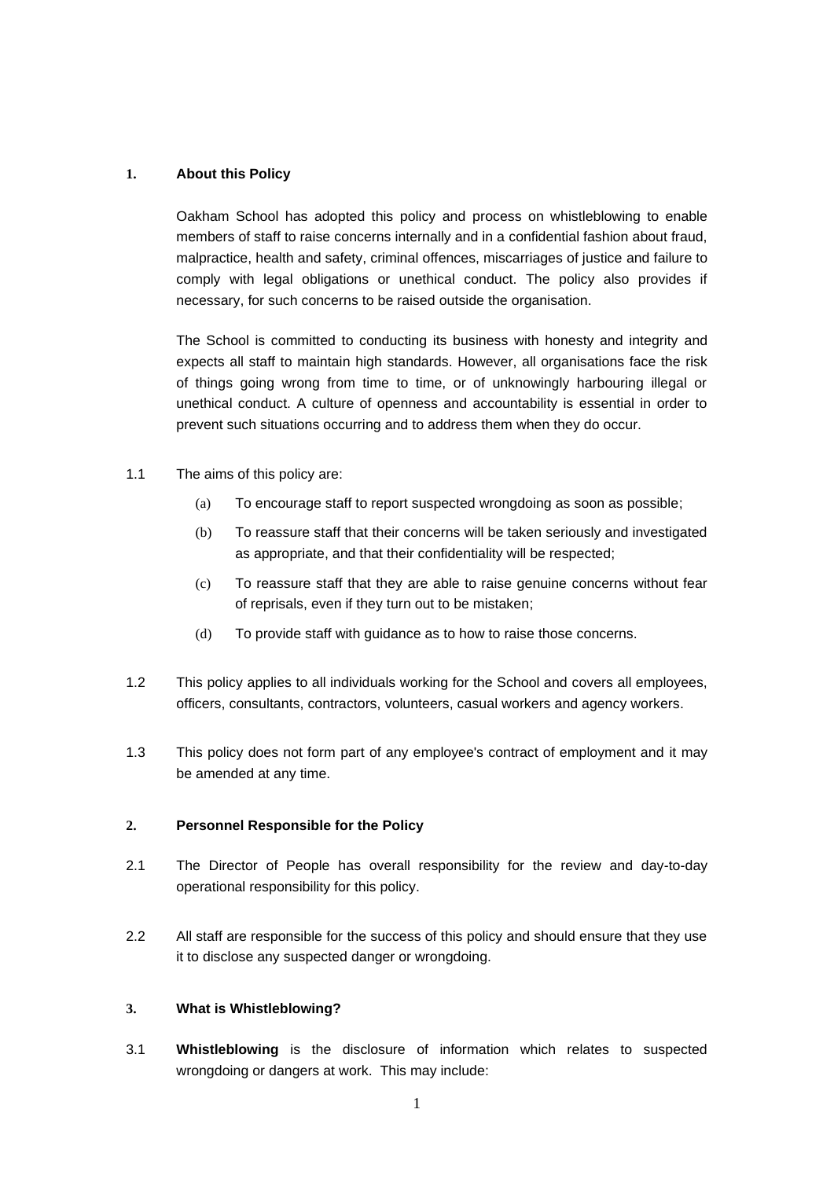## 1. About this Policy

Oakham School has adopted this policy and process on whistleblowing to enable members of staff to raise concerns internally and in a confidential fashion about fraud, malpractice, health and safety, criminal offences, miscarriages of justice and failure to comply with legal obligations or unethical conduct. The policy also provides if necessary, for such concerns to be raised outside the organisation.

The School is committed to conducting its business with honesty and integrity and expects all staff to maintain high standards. However, all organisations face the risk of things going wrong from time to time, or of unknowingly harbouring illegal or unethical conduct. A culture of openness and accountability is essential in order to prevent such situations occurring and to address them when they do occur.

1.1 The aims of this policy are:

- (a) To encourage staff to report suspected wrongdoing as soon as possible;
- (b) To reassure staff that their concerns will be taken seriously and investigated as appropriate, and that their confidentiality will be respected;
- (c) To reassure staff that they are able to raise genuine concerns without fear of reprisals, even if they turn out to be mistaken;
- (d) To provide staff with guidance as to how to raise those concerns.

1.2 This policy applies to all individuals working for the School and covers all employees, officers, consultants, contractors, volunteers, casual workers and agency workers.

1.3 This policy does not form part of any employee's contract of employment and it may be amended at any time.

## 2. Personnel Responsible for the Policy

2.1 The Director of People has overall responsibility for the review and day-to-day operational responsibility for this policy.

2.2 All staff are responsible for the success of this policy and should ensure that they use it to disclose any suspected danger or wrongdoing.

## 3. What is Whistleblowing?

3.1 **Whistleblowing** is the disclosure of information which relates to suspected wrongdoing or dangers at work. This may include: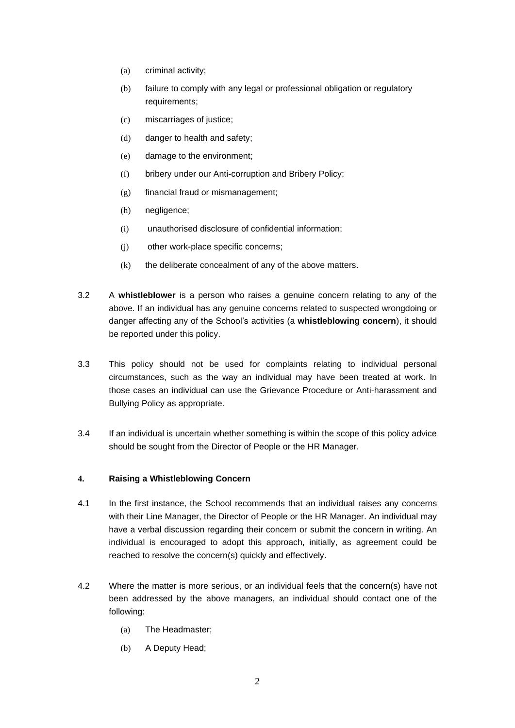(a) criminal activity;

(b) failure to comply with any legal or professional obligation or regulatory requirements;

(c) miscarriages of justice;

(d) danger to health and safety;

(e) damage to the environment;

(f) bribery under our Anti-corruption and Bribery Policy;

(g) financial fraud or mismanagement;

(h) negligence;

(i) unauthorised disclosure of confidential information;

(j) other work-place specific concerns;

(k) the deliberate concealment of any of the above matters.

3.2 A **whistleblower** is a person who raises a genuine concern relating to any of the above. If an individual has any genuine concerns related to suspected wrongdoing or danger affecting any of the School's activities (a **whistleblowing concern**), it should be reported under this policy.

3.3 This policy should not be used for complaints relating to individual personal circumstances, such as the way an individual may have been treated at work. In those cases an individual can use the Grievance Procedure or Anti-harassment and Bullying Policy as appropriate.

3.4 If an individual is uncertain whether something is within the scope of this policy advice should be sought from the Director of People or the HR Manager.

**4. Raising a Whistleblowing Concern**

4.1 In the first instance, the School recommends that an individual raises any concerns with their Line Manager, the Director of People or the HR Manager. An individual may have a verbal discussion regarding their concern or submit the concern in writing. An individual is encouraged to adopt this approach, initially, as agreement could be reached to resolve the concern(s) quickly and effectively.

4.2 Where the matter is more serious, or an individual feels that the concern(s) have not been addressed by the above managers, an individual should contact one of the following:

(a) The Headmaster;

(b) A Deputy Head;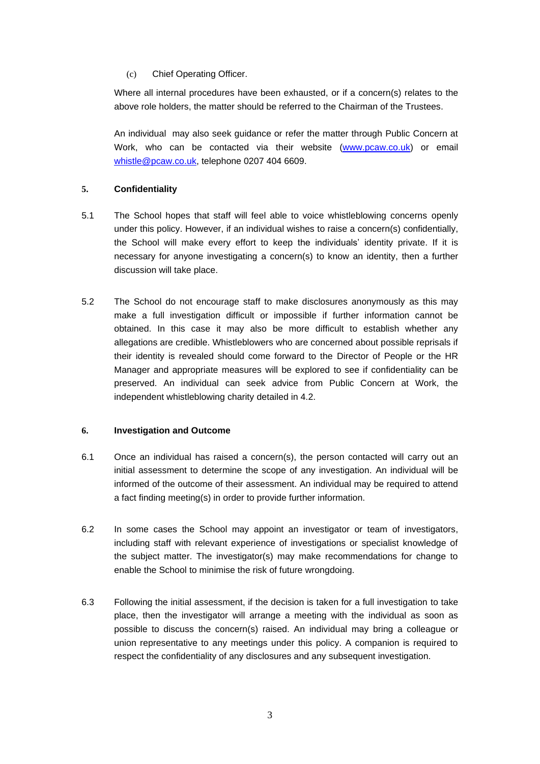(c) Chief Operating Officer.

Where all internal procedures have been exhausted, or if a concern(s) relates to the above role holders, the matter should be referred to the Chairman of the Trustees.

An individual may also seek guidance or refer the matter through Public Concern at Work, who can be contacted via their website (www.pcaw.co.uk) or email whistle@pcaw.co.uk, telephone 0207 404 6609.

## 5. Confidentiality

5.1 The School hopes that staff will feel able to voice whistleblowing concerns openly under this policy. However, if an individual wishes to raise a concern(s) confidentially, the School will make every effort to keep the individuals' identity private. If it is necessary for anyone investigating a concern(s) to know an identity, then a further discussion will take place.

5.2 The School do not encourage staff to make disclosures anonymously as this may make a full investigation difficult or impossible if further information cannot be obtained. In this case it may also be more difficult to establish whether any allegations are credible. Whistleblowers who are concerned about possible reprisals if their identity is revealed should come forward to the Director of People or the HR Manager and appropriate measures will be explored to see if confidentiality can be preserved. An individual can seek advice from Public Concern at Work, the independent whistleblowing charity detailed in 4.2.

## 6. Investigation and Outcome

6.1 Once an individual has raised a concern(s), the person contacted will carry out an initial assessment to determine the scope of any investigation. An individual will be informed of the outcome of their assessment. An individual may be required to attend a fact finding meeting(s) in order to provide further information.

6.2 In some cases the School may appoint an investigator or team of investigators, including staff with relevant experience of investigations or specialist knowledge of the subject matter. The investigator(s) may make recommendations for change to enable the School to minimise the risk of future wrongdoing.

6.3 Following the initial assessment, if the decision is taken for a full investigation to take place, then the investigator will arrange a meeting with the individual as soon as possible to discuss the concern(s) raised. An individual may bring a colleague or union representative to any meetings under this policy. A companion is required to respect the confidentiality of any disclosures and any subsequent investigation.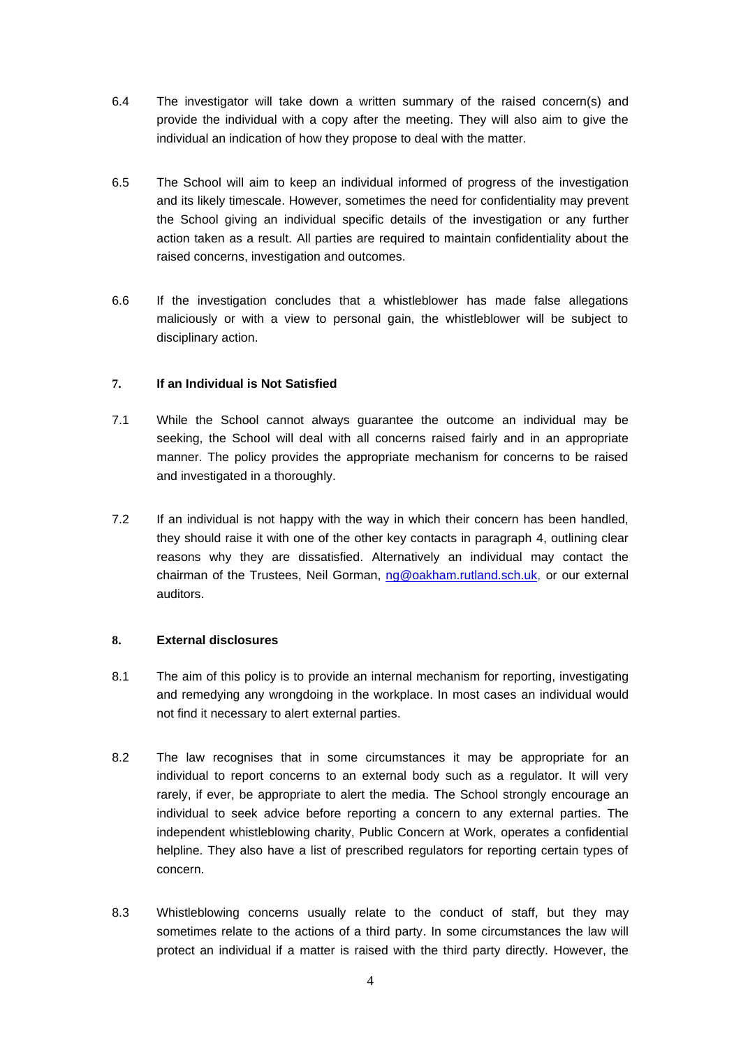6.4 The investigator will take down a written summary of the raised concern(s) and provide the individual with a copy after the meeting. They will also aim to give the individual an indication of how they propose to deal with the matter.

6.5 The School will aim to keep an individual informed of progress of the investigation and its likely timescale. However, sometimes the need for confidentiality may prevent the School giving an individual specific details of the investigation or any further action taken as a result. All parties are required to maintain confidentiality about the raised concerns, investigation and outcomes.

6.6 If the investigation concludes that a whistleblower has made false allegations maliciously or with a view to personal gain, the whistleblower will be subject to disciplinary action.

## 7. If an Individual is Not Satisfied

7.1 While the School cannot always guarantee the outcome an individual may be seeking, the School will deal with all concerns raised fairly and in an appropriate manner. The policy provides the appropriate mechanism for concerns to be raised and investigated in a thoroughly.

7.2 If an individual is not happy with the way in which their concern has been handled, they should raise it with one of the other key contacts in paragraph 4, outlining clear reasons why they are dissatisfied. Alternatively an individual may contact the chairman of the Trustees, Neil Gorman, ng@oakham.rutland.sch.uk, or our external auditors.

## 8. External disclosures

8.1 The aim of this policy is to provide an internal mechanism for reporting, investigating and remedying any wrongdoing in the workplace. In most cases an individual would not find it necessary to alert external parties.

8.2 The law recognises that in some circumstances it may be appropriate for an individual to report concerns to an external body such as a regulator. It will very rarely, if ever, be appropriate to alert the media. The School strongly encourage an individual to seek advice before reporting a concern to any external parties. The independent whistleblowing charity, Public Concern at Work, operates a confidential helpline. They also have a list of prescribed regulators for reporting certain types of concern.

8.3 Whistleblowing concerns usually relate to the conduct of staff, but they may sometimes relate to the actions of a third party. In some circumstances the law will protect an individual if a matter is raised with the third party directly. However, the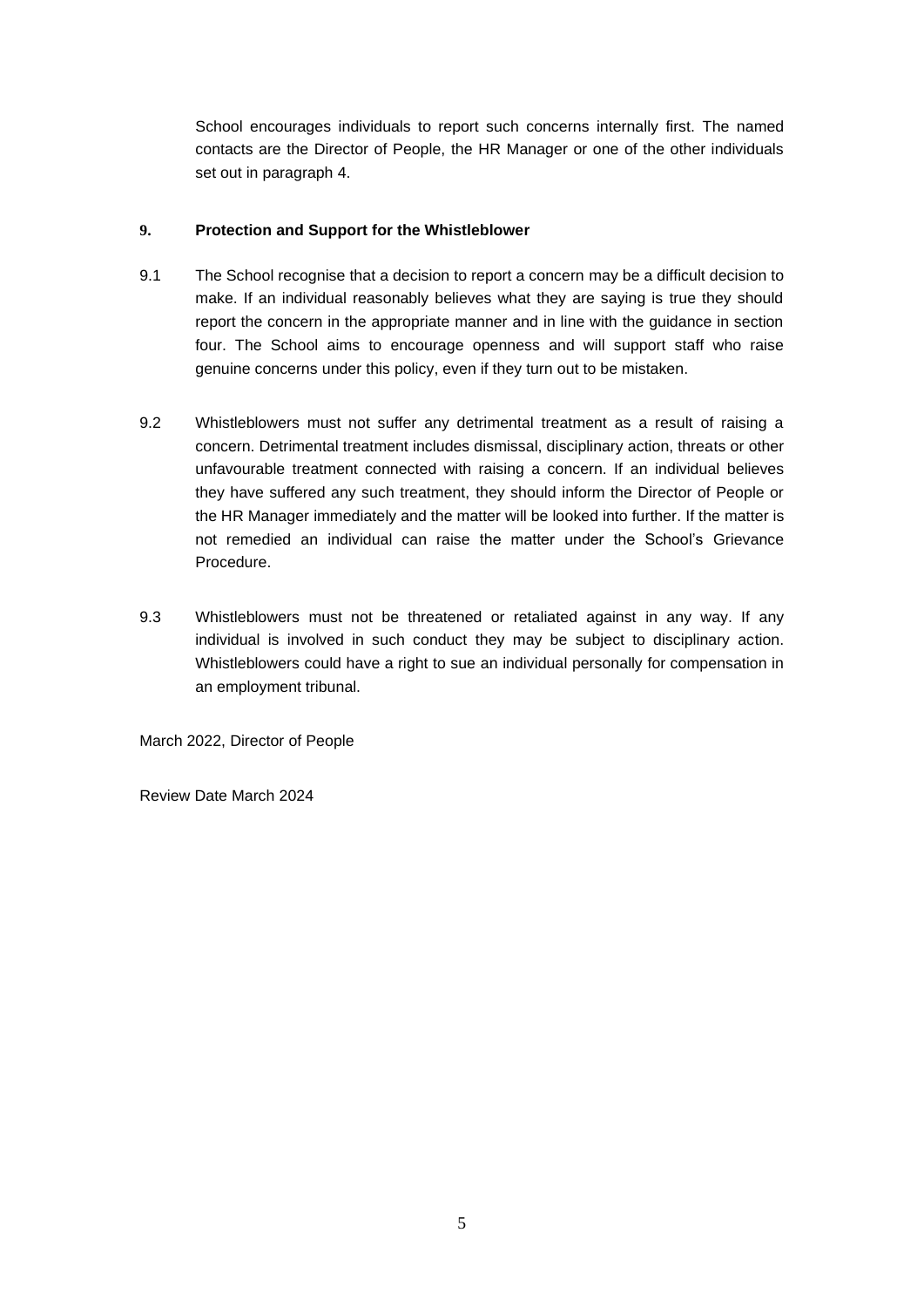School encourages individuals to report such concerns internally first. The named contacts are the Director of People, the HR Manager or one of the other individuals set out in paragraph 4.

## 9. Protection and Support for the Whistleblower

9.1 The School recognise that a decision to report a concern may be a difficult decision to make. If an individual reasonably believes what they are saying is true they should report the concern in the appropriate manner and in line with the guidance in section four. The School aims to encourage openness and will support staff who raise genuine concerns under this policy, even if they turn out to be mistaken.

9.2 Whistleblowers must not suffer any detrimental treatment as a result of raising a concern. Detrimental treatment includes dismissal, disciplinary action, threats or other unfavourable treatment connected with raising a concern. If an individual believes they have suffered any such treatment, they should inform the Director of People or the HR Manager immediately and the matter will be looked into further. If the matter is not remedied an individual can raise the matter under the School's Grievance Procedure.

9.3 Whistleblowers must not be threatened or retaliated against in any way. If any individual is involved in such conduct they may be subject to disciplinary action. Whistleblowers could have a right to sue an individual personally for compensation in an employment tribunal.

March 2022, Director of People

Review Date March 2024